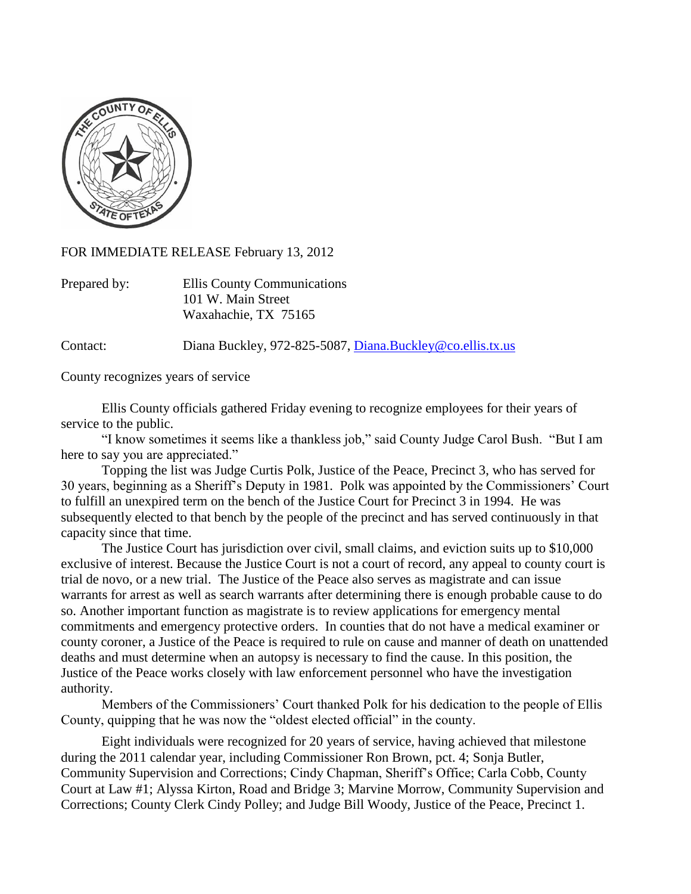FOR IMMEDIATE RELEASE February 13, 2012

Prepared by: Ellis County Communications
101 W. Main Street
Waxahachie, TX 75165

Contact: Diana Buckley, 972-825-5087, Diana.Buckley@co.ellis.tx.us

County recognizes years of service

Ellis County officials gathered Friday evening to recognize employees for their years of service to the public.

"I know sometimes it seems like a thankless job," said County Judge Carol Bush. "But I am here to say you are appreciated."

Topping the list was Judge Curtis Polk, Justice of the Peace, Precinct 3, who has served for 30 years, beginning as a Sheriff's Deputy in 1981. Polk was appointed by the Commissioners' Court to fulfill an unexpired term on the bench of the Justice Court for Precinct 3 in 1994. He was subsequently elected to that bench by the people of the precinct and has served continuously in that capacity since that time.

The Justice Court has jurisdiction over civil, small claims, and eviction suits up to $10,000 exclusive of interest. Because the Justice Court is not a court of record, any appeal to county court is trial de novo, or a new trial. The Justice of the Peace also serves as magistrate and can issue warrants for arrest as well as search warrants after determining there is enough probable cause to do so. Another important function as magistrate is to review applications for emergency mental commitments and emergency protective orders. In counties that do not have a medical examiner or county coroner, a Justice of the Peace is required to rule on cause and manner of death on unattended deaths and must determine when an autopsy is necessary to find the cause. In this position, the Justice of the Peace works closely with law enforcement personnel who have the investigation authority.

Members of the Commissioners' Court thanked Polk for his dedication to the people of Ellis County, quipping that he was now the "oldest elected official" in the county.

Eight individuals were recognized for 20 years of service, having achieved that milestone during the 2011 calendar year, including Commissioner Ron Brown, pct. 4; Sonja Butler, Community Supervision and Corrections; Cindy Chapman, Sheriff's Office; Carla Cobb, County Court at Law #1; Alyssa Kirton, Road and Bridge 3; Marvine Morrow, Community Supervision and Corrections; County Clerk Cindy Polley; and Judge Bill Woody, Justice of the Peace, Precinct 1.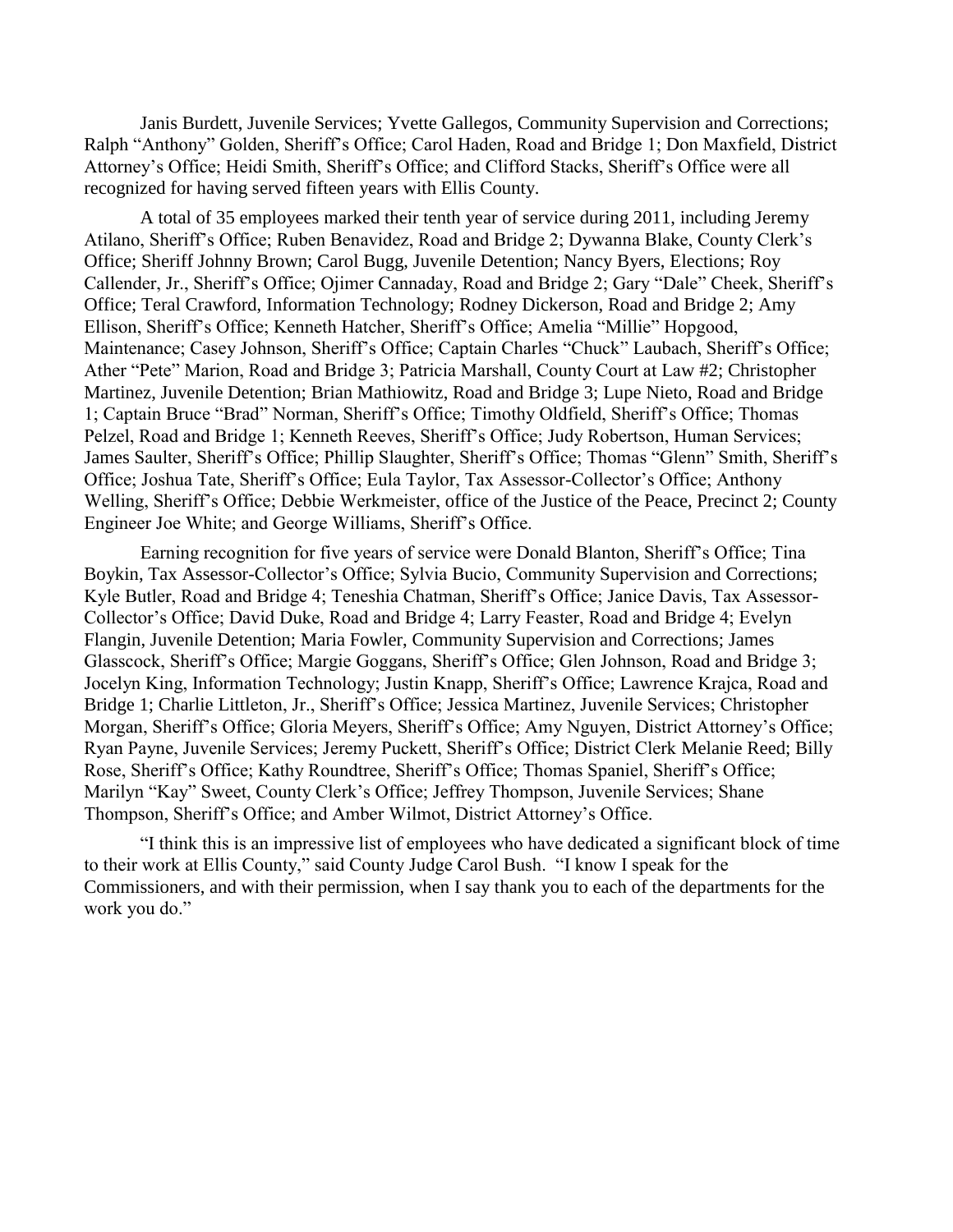Janis Burdett, Juvenile Services; Yvette Gallegos, Community Supervision and Corrections; Ralph "Anthony" Golden, Sheriff's Office; Carol Haden, Road and Bridge 1; Don Maxfield, District Attorney's Office; Heidi Smith, Sheriff's Office; and Clifford Stacks, Sheriff's Office were all recognized for having served fifteen years with Ellis County.

A total of 35 employees marked their tenth year of service during 2011, including Jeremy Atilano, Sheriff's Office; Ruben Benavidez, Road and Bridge 2; Dywanna Blake, County Clerk's Office; Sheriff Johnny Brown; Carol Bugg, Juvenile Detention; Nancy Byers, Elections; Roy Callender, Jr., Sheriff's Office; Ojimer Cannaday, Road and Bridge 2; Gary "Dale" Cheek, Sheriff's Office; Teral Crawford, Information Technology; Rodney Dickerson, Road and Bridge 2; Amy Ellison, Sheriff's Office; Kenneth Hatcher, Sheriff's Office; Amelia "Millie" Hopgood, Maintenance; Casey Johnson, Sheriff's Office; Captain Charles "Chuck" Laubach, Sheriff's Office; Ather "Pete" Marion, Road and Bridge 3; Patricia Marshall, County Court at Law #2; Christopher Martinez, Juvenile Detention; Brian Mathiowitz, Road and Bridge 3; Lupe Nieto, Road and Bridge 1; Captain Bruce "Brad" Norman, Sheriff's Office; Timothy Oldfield, Sheriff's Office; Thomas Pelzel, Road and Bridge 1; Kenneth Reeves, Sheriff's Office; Judy Robertson, Human Services; James Saulter, Sheriff's Office; Phillip Slaughter, Sheriff's Office; Thomas "Glenn" Smith, Sheriff's Office; Joshua Tate, Sheriff's Office; Eula Taylor, Tax Assessor-Collector's Office; Anthony Welling, Sheriff's Office; Debbie Werkmeister, office of the Justice of the Peace, Precinct 2; County Engineer Joe White; and George Williams, Sheriff's Office.

Earning recognition for five years of service were Donald Blanton, Sheriff's Office; Tina Boykin, Tax Assessor-Collector's Office; Sylvia Bucio, Community Supervision and Corrections; Kyle Butler, Road and Bridge 4; Teneshia Chatman, Sheriff's Office; Janice Davis, Tax Assessor-Collector's Office; David Duke, Road and Bridge 4; Larry Feaster, Road and Bridge 4; Evelyn Flangin, Juvenile Detention; Maria Fowler, Community Supervision and Corrections; James Glasscock, Sheriff's Office; Margie Goggans, Sheriff's Office; Glen Johnson, Road and Bridge 3; Jocelyn King, Information Technology; Justin Knapp, Sheriff's Office; Lawrence Krajca, Road and Bridge 1; Charlie Littleton, Jr., Sheriff's Office; Jessica Martinez, Juvenile Services; Christopher Morgan, Sheriff's Office; Gloria Meyers, Sheriff's Office; Amy Nguyen, District Attorney's Office; Ryan Payne, Juvenile Services; Jeremy Puckett, Sheriff's Office; District Clerk Melanie Reed; Billy Rose, Sheriff's Office; Kathy Roundtree, Sheriff's Office; Thomas Spaniel, Sheriff's Office; Marilyn "Kay" Sweet, County Clerk's Office; Jeffrey Thompson, Juvenile Services; Shane Thompson, Sheriff's Office; and Amber Wilmot, District Attorney's Office.

"I think this is an impressive list of employees who have dedicated a significant block of time to their work at Ellis County," said County Judge Carol Bush. "I know I speak for the Commissioners, and with their permission, when I say thank you to each of the departments for the work you do."